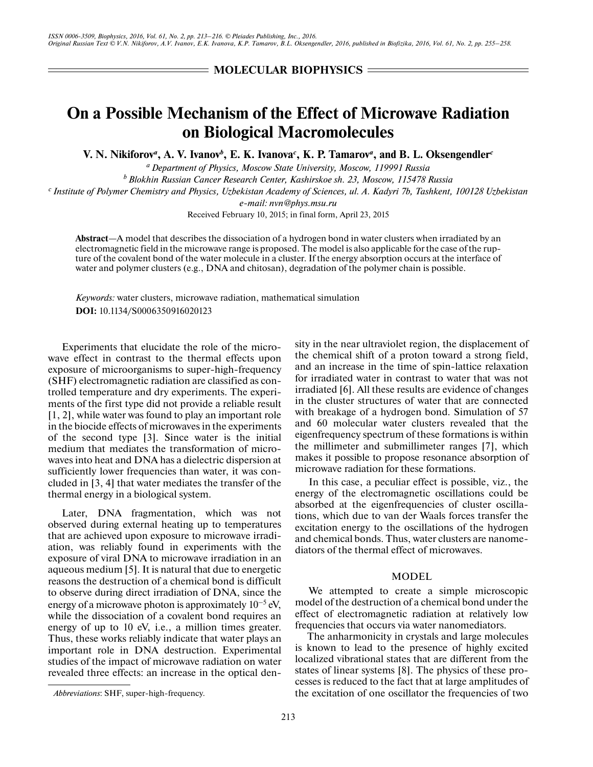## MOLECULAR BIOPHYSICS

# On a Possible Mechanism of the Effect of Microwave Radiation on Biological Macromolecules

**V. N. Nikiforov[a], A. V. Ivanov[b], E. K. Ivanova[c], K. P. Tamarov[a], and B. L. Oksengendler[c]**

[a] *Department of Physics, Moscow State University, Moscow, 119991 Russia*

[b] *Blokhin Russian Cancer Research Center, Kashirskoe sh. 23, Moscow, 115478 Russia*

[c] *Institute of Polymer Chemistry and Physics, Uzbekistan Academy of Sciences, ul. A. Kadyri 7b, Tashkent, 100128 Uzbekistan*

*e-mail: nvn@phys.msu.ru*

Received February 10, 2015; in final form, April 23, 2015

**Abstract**—A model that describes the dissociation of a hydrogen bond in water clusters when irradiated by an electromagnetic field in the microwave range is proposed. The model is also applicable for the case of the rupture of the covalent bond of the water molecule in a cluster. If the energy absorption occurs at the interface of water and polymer clusters (e.g., DNA and chitosan), degradation of the polymer chain is possible.

*Keywords:* water clusters, microwave radiation, mathematical simulation

**DOI:** 10.1134/S0006350916020123

Experiments that elucidate the role of the microwave effect in contrast to the thermal effects upon exposure of microorganisms to super-high-frequency (SHF) electromagnetic radiation are classified as controlled temperature and dry experiments. The experiments of the first type did not provide a reliable result [1, 2], while water was found to play an important role in the biocide effects of microwaves in the experiments of the second type [3]. Since water is the initial medium that mediates the transformation of microwaves into heat and DNA has a dielectric dispersion at sufficiently lower frequencies than water, it was concluded in [3, 4] that water mediates the transfer of the thermal energy in a biological system.

Later, DNA fragmentation, which was not observed during external heating up to temperatures that are achieved upon exposure to microwave irradiation, was reliably found in experiments with the exposure of viral DNA to microwave irradiation in an aqueous medium [5]. It is natural that due to energetic reasons the destruction of a chemical bond is difficult to observe during direct irradiation of DNA, since the energy of a microwave photon is approximately $10^{-5}$ eV, while the dissociation of a covalent bond requires an energy of up to 10 eV, i.e., a million times greater. Thus, these works reliably indicate that water plays an important role in DNA destruction. Experimental studies of the impact of microwave radiation on water revealed three effects: an increase in the optical density in the near ultraviolet region, the displacement of the chemical shift of a proton toward a strong field, and an increase in the time of spin-lattice relaxation for irradiated water in contrast to water that was not irradiated [6]. All these results are evidence of changes in the cluster structures of water that are connected with breakage of a hydrogen bond. Simulation of 57 and 60 molecular water clusters revealed that the eigenfrequency spectrum of these formations is within the millimeter and submillimeter ranges [7], which makes it possible to propose resonance absorption of microwave radiation for these formations.

In this case, a peculiar effect is possible, viz., the energy of the electromagnetic oscillations could be absorbed at the eigenfrequencies of cluster oscillations, which due to van der Waals forces transfer the excitation energy to the oscillations of the hydrogen and chemical bonds. Thus, water clusters are nanomediators of the thermal effect of microwaves.

## MODEL

We attempted to create a simple microscopic model of the destruction of a chemical bond under the effect of electromagnetic radiation at relatively low frequencies that occurs via water nanomediators.

The anharmonicity in crystals and large molecules is known to lead to the presence of highly excited localized vibrational states that are different from the states of linear systems [8]. The physics of these processes is reduced to the fact that at large amplitudes of the excitation of one oscillator the frequencies of two

*Abbreviations*: SHF, super-high-frequency.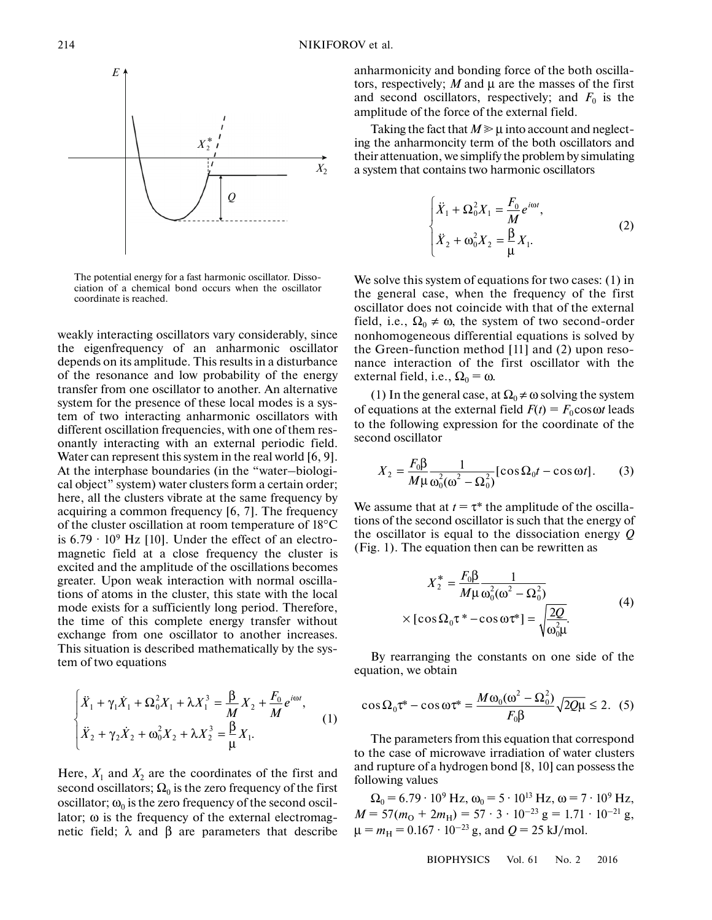The potential energy for a fast harmonic oscillator. Dissociation of a chemical bond occurs when the oscillator coordinate is reached.

weakly interacting oscillators vary considerably, since the eigenfrequency of an anharmonic oscillator depends on its amplitude. This results in a disturbance of the resonance and low probability of the energy transfer from one oscillator to another. An alternative system for the presence of these local modes is a system of two interacting anharmonic oscillators with different oscillation frequencies, with one of them resonantly interacting with an external periodic field. Water can represent this system in the real world [6, 9]. At the interphase boundaries (in the "water–biological object" system) water clusters form a certain order; here, all the clusters vibrate at the same frequency by acquiring a common frequency [6, 7]. The frequency of the cluster oscillation at room temperature of 18°C is $6.79 \cdot 10^9$ Hz [10]. Under the effect of an electromagnetic field at a close frequency the cluster is excited and the amplitude of the oscillations becomes greater. Upon weak interaction with normal oscillations of atoms in the cluster, this state with the local mode exists for a sufficiently long period. Therefore, the time of this complete energy transfer without exchange from one oscillator to another increases. This situation is described mathematically by the system of two equations

$$\begin{cases} \ddot{X}_1 + \gamma_1 \dot{X}_1 + \Omega_0^2 X_1 + \lambda X_1^3 = \dfrac{\beta}{M} X_2 + \dfrac{F_0}{M} e^{i\omega t}, \\ \ddot{X}_2 + \gamma_2 \dot{X}_2 + \omega_0^2 X_2 + \lambda X_2^3 = \dfrac{\beta}{\mu} X_1. \end{cases} \quad (1)$$

Here, $X_1$ and $X_2$ are the coordinates of the first and second oscillators; $\Omega_0$ is the zero frequency of the first oscillator; $\omega_0$ is the zero frequency of the second oscillator; $\omega$ is the frequency of the external electromagnetic field; $\lambda$ and $\beta$ are parameters that describe anharmonicity and bonding force of the both oscillators, respectively; $M$ and $\mu$ are the masses of the first and second oscillators, respectively; and $F_0$ is the amplitude of the force of the external field.

Taking the fact that $M \gg \mu$ into account and neglecting the anharmoncity term of the both oscillators and their attenuation, we simplify the problem by simulating a system that contains two harmonic oscillators

$$\begin{cases} \ddot{X}_1 + \Omega_0^2 X_1 = \dfrac{F_0}{M} e^{i\omega t}, \\ \ddot{X}_2 + \omega_0^2 X_2 = \dfrac{\beta}{\mu} X_1. \end{cases} \quad (2)$$

We solve this system of equations for two cases: (1) in the general case, when the frequency of the first oscillator does not coincide with that of the external field, i.e., $\Omega_0 \neq \omega$, the system of two second-order nonhomogeneous differential equations is solved by the Green-function method [11] and (2) upon resonance interaction of the first oscillator with the external field, i.e., $\Omega_0 = \omega$.

(1) In the general case, at $\Omega_0 \neq \omega$ solving the system of equations at the external field $F(t) = F_0 \cos\omega t$ leads to the following expression for the coordinate of the second oscillator

$$X_2 = \frac{F_0 \beta}{M\mu} \frac{1}{\omega_0^2(\omega^2 - \Omega_0^2)} [\cos\Omega_0 t - \cos\omega t]. \quad (3)$$

We assume that at $t = \tau^*$ the amplitude of the oscillations of the second oscillator is such that the energy of the oscillator is equal to the dissociation energy $Q$ (Fig. 1). The equation then can be rewritten as

$$X_2^* = \frac{F_0 \beta}{M\mu} \frac{1}{\omega_0^2(\omega^2 - \Omega_0^2)} \times [\cos\Omega_0 \tau^* - \cos\omega\tau^*] = \sqrt{\frac{2Q}{\omega_0^2 \mu}}. \quad (4)$$

By rearranging the constants on one side of the equation, we obtain

$$\cos\Omega_0\tau^* - \cos\omega\tau^* = \frac{M\omega_0(\omega^2 - \Omega_0^2)}{F_0\beta}\sqrt{2Q\mu} \leq 2. \quad (5)$$

The parameters from this equation that correspond to the case of microwave irradiation of water clusters and rupture of a hydrogen bond [8, 10] can possess the following values

$\Omega_0 = 6.79 \cdot 10^9$ Hz, $\omega_0 = 5 \cdot 10^{13}$ Hz, $\omega = 7 \cdot 10^9$ Hz, $M = 57(m_O + 2m_H) = 57 \cdot 3 \cdot 10^{-23}$ g $= 1.71 \cdot 10^{-21}$ g, $\mu = m_H = 0.167 \cdot 10^{-23}$ g, and $Q = 25$ kJ/mol.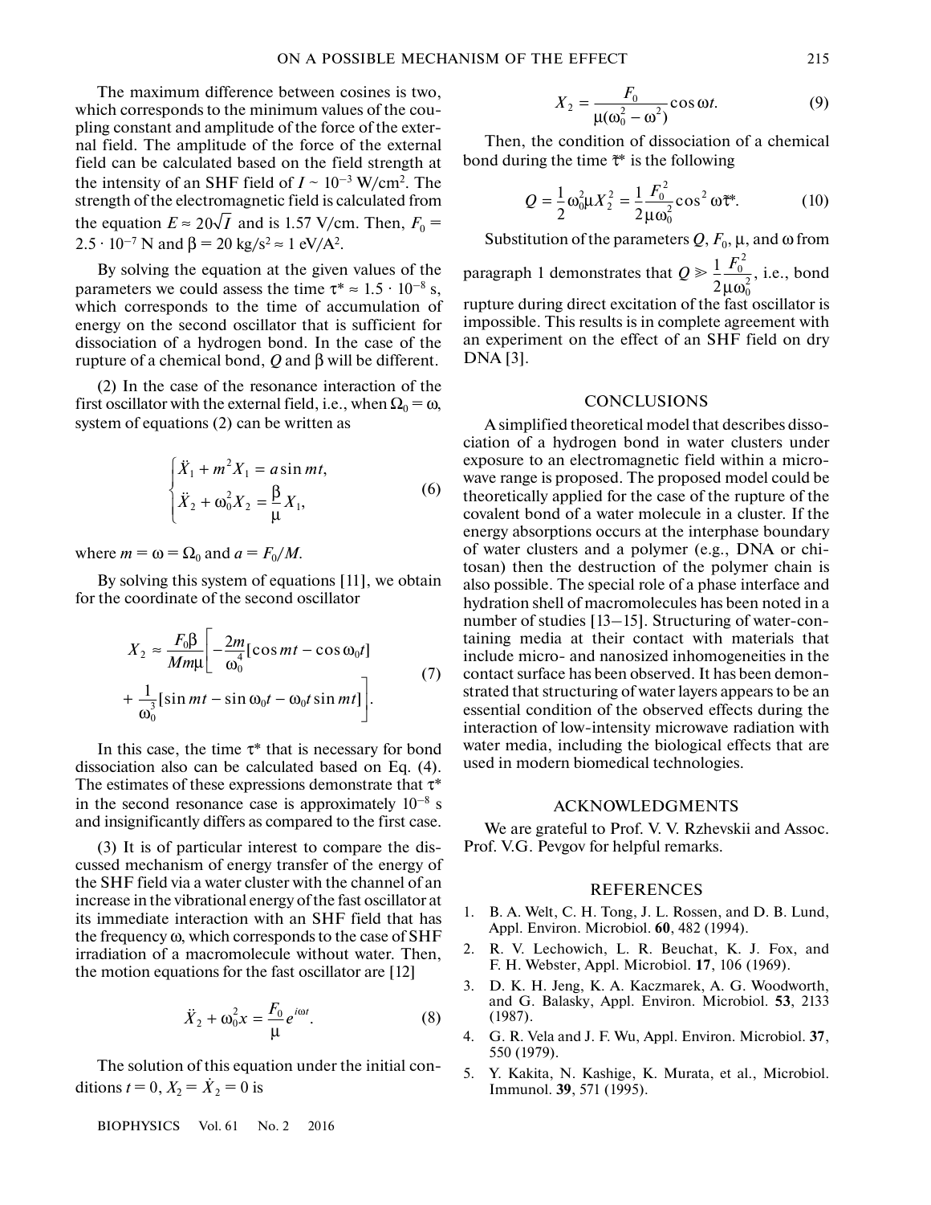The maximum difference between cosines is two, which corresponds to the minimum values of the coupling constant and amplitude of the force of the external field. The amplitude of the force of the external field can be calculated based on the field strength at the intensity of an SHF field of $I \sim 10^{-3}$ W/cm$^2$. The strength of the electromagnetic field is calculated from the equation $E \approx 20\sqrt{I}$ and is 1.57 V/cm. Then, $F_0 = 2.5 \cdot 10^{-7}$ N and $\beta = 20$ kg/s$^2 \approx 1$ eV/A$^2$.

By solving the equation at the given values of the parameters we could assess the time $\tau^* \approx 1.5 \cdot 10^{-8}$ s, which corresponds to the time of accumulation of energy on the second oscillator that is sufficient for dissociation of a hydrogen bond. In the case of the rupture of a chemical bond, $Q$ and $\beta$ will be different.

(2) In the case of the resonance interaction of the first oscillator with the external field, i.e., when $\Omega_0 = \omega$, system of equations (2) can be written as

$$\begin{cases} \ddot{X}_1 + m^2 X_1 = a \sin mt, \\ \ddot{X}_2 + \omega_0^2 X_2 = \dfrac{\beta}{\mu} X_1, \end{cases} \tag{6}$$

where $m = \omega = \Omega_0$ and $a = F_0/M$.

By solving this system of equations [11], we obtain for the coordinate of the second oscillator

$$X_2 \approx \frac{F_0 \beta}{M m \mu} \left[ -\frac{2m}{\omega_0^4} [\cos mt - \cos \omega_0 t] + \frac{1}{\omega_0^3} [\sin mt - \sin \omega_0 t - \omega_0 t \sin mt] \right]. \tag{7}$$

In this case, the time $\tau^*$ that is necessary for bond dissociation also can be calculated based on Eq. (4). The estimates of these expressions demonstrate that $\tau^*$ in the second resonance case is approximately $10^{-8}$ s and insignificantly differs as compared to the first case.

(3) It is of particular interest to compare the discussed mechanism of energy transfer of the energy of the SHF field via a water cluster with the channel of an increase in the vibrational energy of the fast oscillator at its immediate interaction with an SHF field that has the frequency $\omega$, which corresponds to the case of SHF irradiation of a macromolecule without water. Then, the motion equations for the fast oscillator are [12]

$$\ddot{X}_2 + \omega_0^2 x = \frac{F_0}{\mu} e^{i\omega t}. \tag{8}$$

The solution of this equation under the initial conditions $t = 0$, $X_2 = \dot{X}_2 = 0$ is

$$X_2 = \frac{F_0}{\mu(\omega_0^2 - \omega^2)} \cos \omega t. \tag{9}$$

Then, the condition of dissociation of a chemical bond during the time $\tilde{\tau}^*$ is the following

$$Q = \frac{1}{2} \omega_0^2 \mu X_2^2 = \frac{1}{2} \frac{F_0^2}{\mu \omega_0^2} \cos^2 \omega \tilde{\tau}^*. \tag{10}$$

Substitution of the parameters $Q$, $F_0$, $\mu$, and $\omega$ from paragraph 1 demonstrates that $Q \gg \frac{1}{2} \frac{F_0^2}{\mu \omega_0^2}$, i.e., bond rupture during direct excitation of the fast oscillator is impossible. This results is in complete agreement with an experiment on the effect of an SHF field on dry DNA [3].

## CONCLUSIONS

A simplified theoretical model that describes dissociation of a hydrogen bond in water clusters under exposure to an electromagnetic field within a microwave range is proposed. The proposed model could be theoretically applied for the case of the rupture of the covalent bond of a water molecule in a cluster. If the energy absorptions occurs at the interphase boundary of water clusters and a polymer (e.g., DNA or chitosan) then the destruction of the polymer chain is also possible. The special role of a phase interface and hydration shell of macromolecules has been noted in a number of studies [13–15]. Structuring of water-containing media at their contact with materials that include micro- and nanosized inhomogeneities in the contact surface has been observed. It has been demonstrated that structuring of water layers appears to be an essential condition of the observed effects during the interaction of low-intensity microwave radiation with water media, including the biological effects that are used in modern biomedical technologies.

## ACKNOWLEDGMENTS

We are grateful to Prof. V. V. Rzhevskii and Assoc. Prof. V.G. Pevgov for helpful remarks.

## REFERENCES

1. B. A. Welt, C. H. Tong, J. L. Rossen, and D. B. Lund, Appl. Environ. Microbiol. **60**, 482 (1994).
2. R. V. Lechowich, L. R. Beuchat, K. J. Fox, and F. H. Webster, Appl. Microbiol. **17**, 106 (1969).
3. D. K. H. Jeng, K. A. Kaczmarek, A. G. Woodworth, and G. Balasky, Appl. Environ. Microbiol. **53**, 2133 (1987).
4. G. R. Vela and J. F. Wu, Appl. Environ. Microbiol. **37**, 550 (1979).
5. Y. Kakita, N. Kashige, K. Murata, et al., Microbiol. Immunol. **39**, 571 (1995).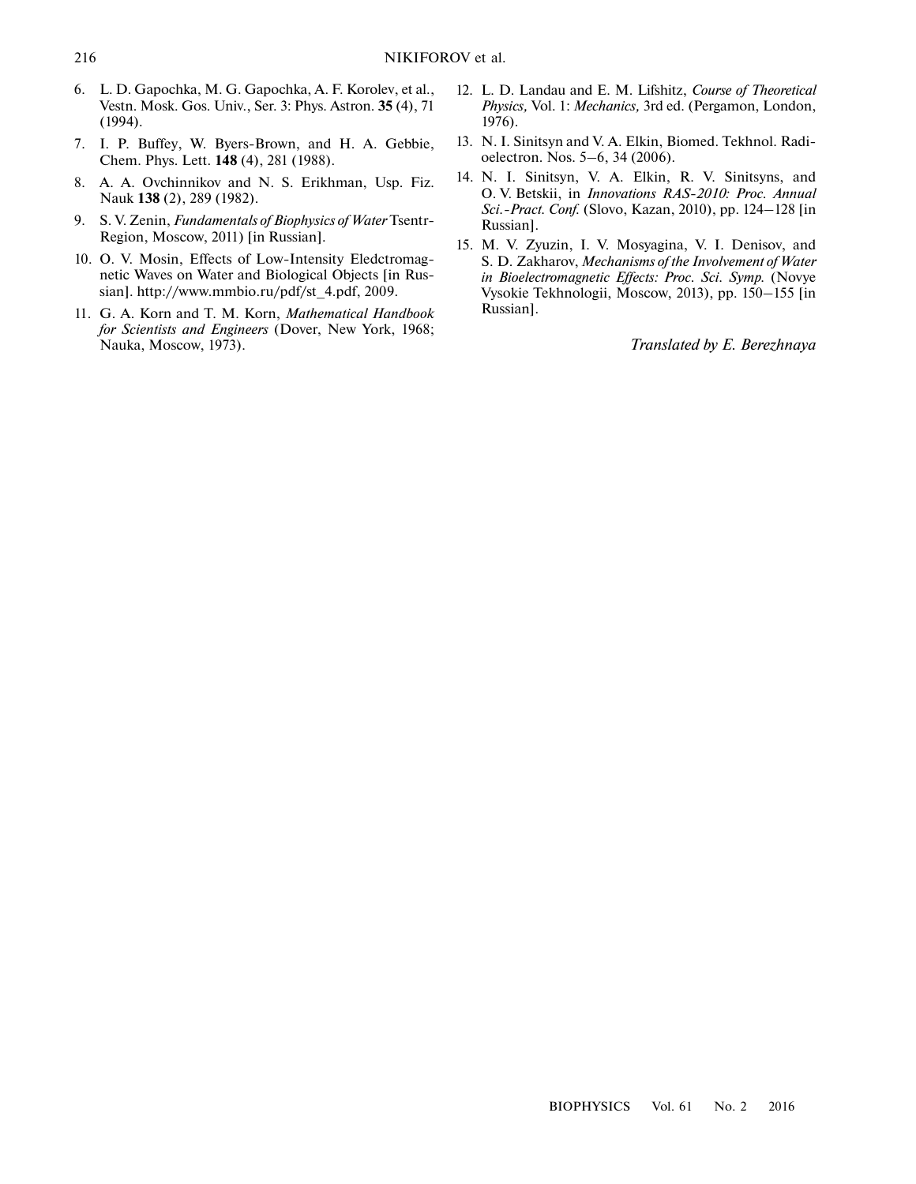6. L. D. Gapochka, M. G. Gapochka, A. F. Korolev, et al., Vestn. Mosk. Gos. Univ., Ser. 3: Phys. Astron. **35** (4), 71 (1994).
7. I. P. Buffey, W. Byers-Brown, and H. A. Gebbie, Chem. Phys. Lett. **148** (4), 281 (1988).
8. A. A. Ovchinnikov and N. S. Erikhman, Usp. Fiz. Nauk **138** (2), 289 (1982).
9. S. V. Zenin, *Fundamentals of Biophysics of Water* Tsentr-Region, Moscow, 2011) [in Russian].
10. O. V. Mosin, Effects of Low-Intensity Eledctromagnetic Waves on Water and Biological Objects [in Russian]. http://www.mmbio.ru/pdf/st_4.pdf, 2009.
11. G. A. Korn and T. M. Korn, *Mathematical Handbook for Scientists and Engineers* (Dover, New York, 1968; Nauka, Moscow, 1973).
12. L. D. Landau and E. M. Lifshitz, *Course of Theoretical Physics,* Vol. 1: *Mechanics,* 3rd ed. (Pergamon, London, 1976).
13. N. I. Sinitsyn and V. A. Elkin, Biomed. Tekhnol. Radioelectron. Nos. 5–6, 34 (2006).
14. N. I. Sinitsyn, V. A. Elkin, R. V. Sinitsyns, and O. V. Betskii, in *Innovations RAS-2010: Proc. Annual Sci.-Pract. Conf.* (Slovo, Kazan, 2010), pp. 124–128 [in Russian].
15. M. V. Zyuzin, I. V. Mosyagina, V. I. Denisov, and S. D. Zakharov, *Mechanisms of the Involvement of Water in Bioelectromagnetic Effects: Proc. Sci. Symp.* (Novye Vysokie Tekhnologii, Moscow, 2013), pp. 150–155 [in Russian].

*Translated by E. Berezhnaya*